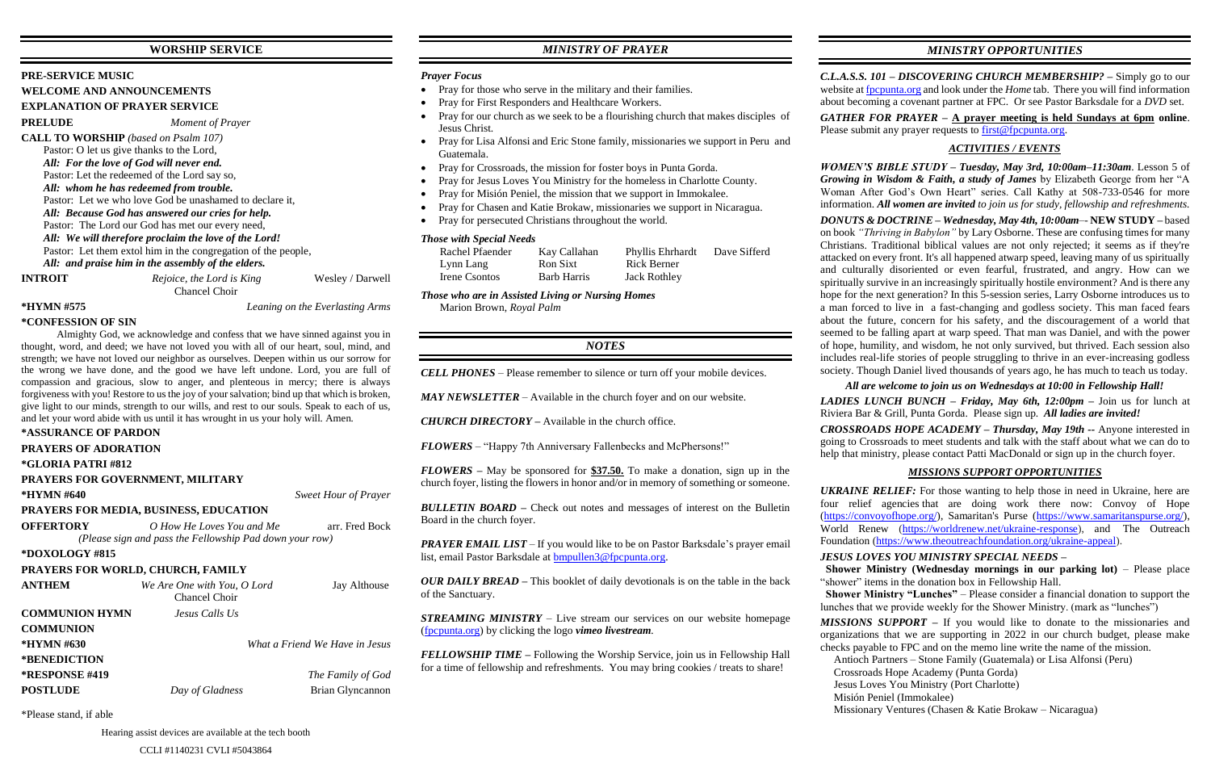## WORSHIP SERVICE

**PRE-SERVICE MUSIC**

**WELCOME AND ANNOUNCEMENTS**

**EXPLANATION OF PRAYER SERVICE**

**PRELUDE** *Moment of Prayer*

**CALL TO WORSHIP** *(based on Psalm 107)*

Pastor: O let us give thanks to the Lord,
*All: For the love of God will never end.*
Pastor: Let the redeemed of the Lord say so,
*All: whom he has redeemed from trouble.*
Pastor: Let we who love God be unashamed to declare it,
*All: Because God has answered our cries for help.*
Pastor: The Lord our God has met our every need,
*All: We will therefore proclaim the love of the Lord!*
Pastor: Let them extol him in the congregation of the people,
*All: and praise him in the assembly of the elders.*

**INTROIT** *Rejoice, the Lord is King* Wesley / Darwell
Chancel Choir

**\*HYMN #575** *Leaning on the Everlasting Arms*

**\*CONFESSION OF SIN**

Almighty God, we acknowledge and confess that we have sinned against you in thought, word, and deed; we have not loved you with all of our heart, soul, mind, and strength; we have not loved our neighbor as ourselves. Deepen within us our sorrow for the wrong we have done, and the good we have left undone. Lord, you are full of compassion and gracious, slow to anger, and plenteous in mercy; there is always forgiveness with you! Restore to us the joy of your salvation; bind up that which is broken, give light to our minds, strength to our wills, and rest to our souls. Speak to each of us, and let your word abide with us until it has wrought in us your holy will. Amen.

**\*ASSURANCE OF PARDON**

**PRAYERS OF ADORATION**

**\*GLORIA PATRI #812**

**PRAYERS FOR GOVERNMENT, MILITARY**

**\*HYMN #640** *Sweet Hour of Prayer*

**PRAYERS FOR MEDIA, BUSINESS, EDUCATION**

**OFFERTORY** *O How He Loves You and Me* arr. Fred Bock
*(Please sign and pass the Fellowship Pad down your row)*

**\*DOXOLOGY #815**

**PRAYERS FOR WORLD, CHURCH, FAMILY**

**ANTHEM** *We Are One with You, O Lord* Jay Althouse
Chancel Choir

**COMMUNION HYMN** *Jesus Calls Us*

**COMMUNION**

**\*HYMN #630** *What a Friend We Have in Jesus*

**\*BENEDICTION**

**\*RESPONSE #419** *The Family of God*

**POSTLUDE** *Day of Gladness* Brian Glyncannon

\*Please stand, if able

Hearing assist devices are available at the tech booth

CCLI #1140231 CVLI #5043864

## *MINISTRY OF PRAYER*

### *Prayer Focus*

- Pray for those who serve in the military and their families.
- Pray for First Responders and Healthcare Workers.
- Pray for our church as we seek to be a flourishing church that makes disciples of Jesus Christ.
- Pray for Lisa Alfonsi and Eric Stone family, missionaries we support in Peru and Guatemala.
- Pray for Crossroads, the mission for foster boys in Punta Gorda.
- Pray for Jesus Loves You Ministry for the homeless in Charlotte County.
- Pray for Misión Peniel, the mission that we support in Immokalee.
- Pray for Chasen and Katie Brokaw, missionaries we support in Nicaragua.
- Pray for persecuted Christians throughout the world.

### *Those with Special Needs*

| | | | |
|---|---|---|---|
| Rachel Pfaender | Kay Callahan | Phyllis Ehrhardt | Dave Sifferd |
| Lynn Lang | Ron Sixt | Rick Berner | |
| Irene Csontos | Barb Harris | Jack Rothley | |

### *Those who are in Assisted Living or Nursing Homes*

Marion Brown, *Royal Palm*

## *NOTES*

***CELL PHONES*** – Please remember to silence or turn off your mobile devices.

***MAY NEWSLETTER*** – Available in the church foyer and on our website.

***CHURCH DIRECTORY*** – Available in the church office.

***FLOWERS*** – "Happy 7th Anniversary Fallenbecks and McPhersons!"

***FLOWERS*** – May be sponsored for **<u>$37.50.</u>** To make a donation, sign up in the church foyer, listing the flowers in honor and/or in memory of something or someone.

***BULLETIN BOARD*** – Check out notes and messages of interest on the Bulletin Board in the church foyer.

***PRAYER EMAIL LIST*** – If you would like to be on Pastor Barksdale's prayer email list, email Pastor Barksdale at bmpullen3@fpcpunta.org.

***OUR DAILY BREAD*** – This booklet of daily devotionals is on the table in the back of the Sanctuary.

***STREAMING MINISTRY*** – Live stream our services on our website homepage (fpcpunta.org) by clicking the logo *vimeo livestream.*

***FELLOWSHIP TIME*** – Following the Worship Service, join us in Fellowship Hall for a time of fellowship and refreshments. You may bring cookies / treats to share!

## *MINISTRY OPPORTUNITIES*

***C.L.A.S.S. 101 – DISCOVERING CHURCH MEMBERSHIP?*** – Simply go to our website at fpcpunta.org and look under the *Home* tab. There you will find information about becoming a covenant partner at FPC. Or see Pastor Barksdale for a *DVD* set.

***GATHER FOR PRAYER*** – **<u>A prayer meeting is held Sundays at 6pm</u> online**. Please submit any prayer requests to first@fpcpunta.org.

### *ACTIVITIES / EVENTS*

***WOMEN'S BIBLE STUDY – Tuesday, May 3rd, 10:00am–11:30am***. Lesson 5 of ***Growing in Wisdom & Faith, a study of James*** by Elizabeth George from her "A Woman After God's Own Heart" series. Call Kathy at 508-733-0546 for more information. ***All women are invited*** *to join us for study, fellowship and refreshments.*

***DONUTS & DOCTRINE – Wednesday, May 4th, 10:00am*** – **NEW STUDY –** based on book *"Thriving in Babylon"* by Lary Osborne. These are confusing times for many Christians. Traditional biblical values are not only rejected; it seems as if they're attacked on every front. It's all happened at warp speed, leaving many of us spiritually and culturally disoriented or even fearful, frustrated, and angry. How can we spiritually survive in an increasingly spiritually hostile environment? And is there any hope for the next generation? In this 5-session series, Larry Osborne introduces us to a man forced to live in a fast-changing and godless society. This man faced fears about the future, concern for his safety, and the discouragement of a world that seemed to be falling apart at warp speed. That man was Daniel, and with the power of hope, humility, and wisdom, he not only survived, but thrived. Each session also includes real-life stories of people struggling to thrive in an ever-increasing godless society. Though Daniel lived thousands of years ago, he has much to teach us today.

***All are welcome to join us on Wednesdays at 10:00 in Fellowship Hall!***

***LADIES LUNCH BUNCH – Friday, May 6th, 12:00pm*** – Join us for lunch at Riviera Bar & Grill, Punta Gorda. Please sign up. ***All ladies are invited!***

***CROSSROADS HOPE ACADEMY – Thursday, May 19th*** -- Anyone interested in going to Crossroads to meet students and talk with the staff about what we can do to help that ministry, please contact Patti MacDonald or sign up in the church foyer.

### *MISSIONS SUPPORT OPPORTUNITIES*

***UKRAINE RELIEF:*** For those wanting to help those in need in Ukraine, here are four relief agencies that are doing work there now: Convoy of Hope (https://convoyofhope.org/), Samaritan's Purse (https://www.samaritanspurse.org/), World Renew (https://worldrenew.net/ukraine-response), and The Outreach Foundation (https://www.theoutreachfoundation.org/ukraine-appeal).

***JESUS LOVES YOU MINISTRY SPECIAL NEEDS –***

**Shower Ministry (Wednesday mornings in our parking lot)** – Please place "shower" items in the donation box in Fellowship Hall.

**Shower Ministry "Lunches"** – Please consider a financial donation to support the lunches that we provide weekly for the Shower Ministry. (mark as "lunches")

***MISSIONS SUPPORT*** – If you would like to donate to the missionaries and organizations that we are supporting in 2022 in our church budget, please make checks payable to FPC and on the memo line write the name of the mission.

Antioch Partners – Stone Family (Guatemala) or Lisa Alfonsi (Peru)
Crossroads Hope Academy (Punta Gorda)
Jesus Loves You Ministry (Port Charlotte)
Misión Peniel (Immokalee)
Missionary Ventures (Chasen & Katie Brokaw – Nicaragua)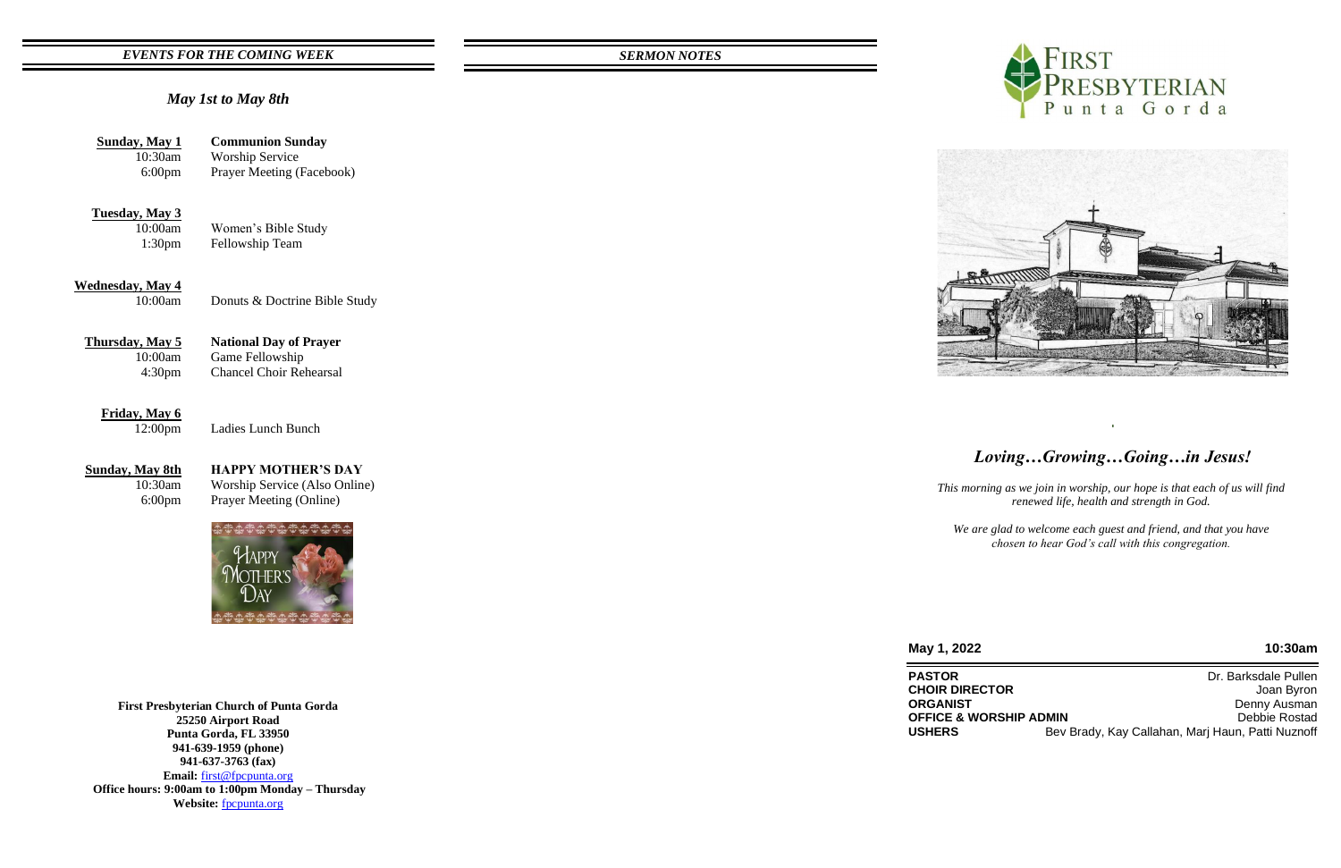## *EVENTS FOR THE COMING WEEK*

### *May 1st to May 8th*

**Sunday, May 1** — **Communion Sunday**
- 10:30am Worship Service
- 6:00pm Prayer Meeting (Facebook)

**Tuesday, May 3**
- 10:00am Women's Bible Study
- 1:30pm Fellowship Team

**Wednesday, May 4**
- 10:00am Donuts & Doctrine Bible Study

**Thursday, May 5** — **National Day of Prayer**
- 10:00am Game Fellowship
- 4:30pm Chancel Choir Rehearsal

**Friday, May 6**
- 12:00pm Ladies Lunch Bunch

**Sunday, May 8th** — **HAPPY MOTHER'S DAY**
- 10:30am Worship Service (Also Online)
- 6:00pm Prayer Meeting (Online)

**First Presbyterian Church of Punta Gorda**
**25250 Airport Road**
**Punta Gorda, FL 33950**
**941-639-1959 (phone)**
**941-637-3763 (fax)**
**Email:** first@fpcpunta.org
**Office hours: 9:00am to 1:00pm Monday – Thursday**
**Website:** fpcpunta.org

## *SERMON NOTES*

# FIRST PRESBYTERIAN Punta Gorda

## *Loving…Growing…Going…in Jesus!*

*This morning as we join in worship, our hope is that each of us will find renewed life, health and strength in God.*

*We are glad to welcome each guest and friend, and that you have chosen to hear God's call with this congregation.*

**May 1, 2022** **10:30am**

| | |
|---|---|
| **PASTOR** | Dr. Barksdale Pullen |
| **CHOIR DIRECTOR** | Joan Byron |
| **ORGANIST** | Denny Ausman |
| **OFFICE & WORSHIP ADMIN** | Debbie Rostad |
| **USHERS** | Bev Brady, Kay Callahan, Marj Haun, Patti Nuznoff |